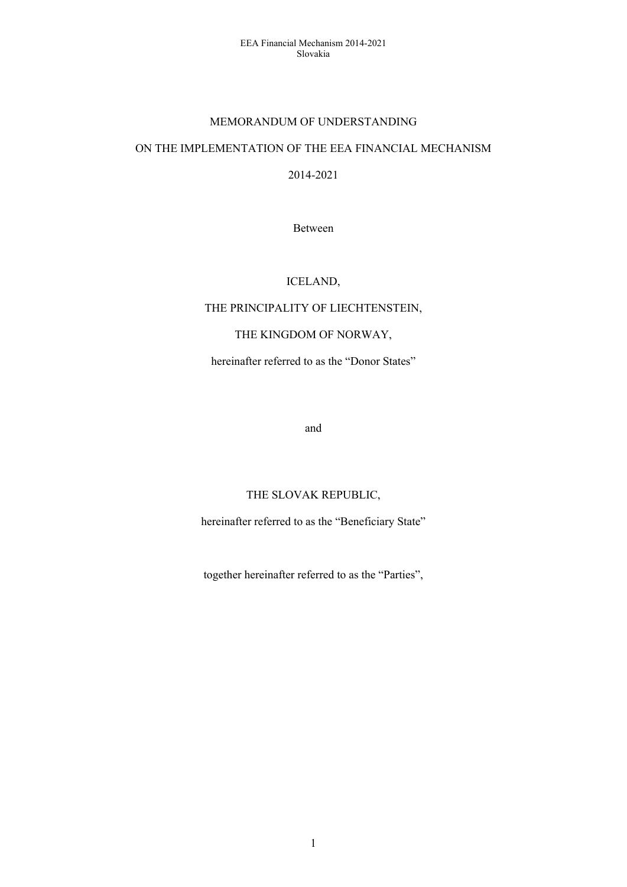# MEMORANDUM OF UNDERSTANDING

# ON THE IMPLEMENTATION OF THE EEA FINANCIAL MECHANISM

# 2014-2021

Between

ICELAND,

THE PRINCIPALITY OF LIECHTENSTEIN,

THE KINGDOM OF NORWAY,

hereinafter referred to as the "Donor States"

and

THE SLOVAK REPUBLIC,

hereinafter referred to as the "Beneficiary State"

together hereinafter referred to as the "Parties",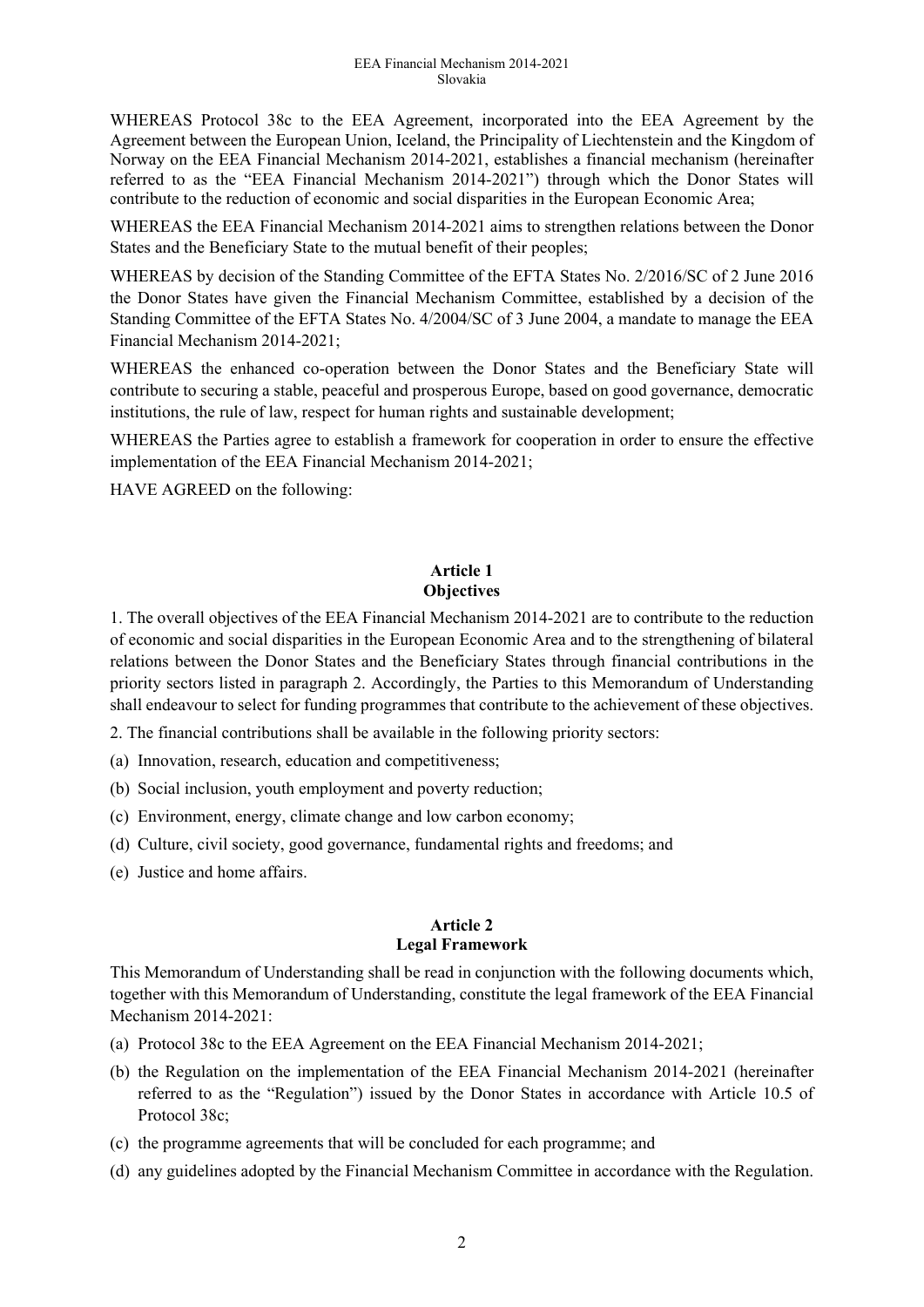WHEREAS Protocol 38c to the EEA Agreement, incorporated into the EEA Agreement by the Agreement between the European Union, Iceland, the Principality of Liechtenstein and the Kingdom of Norway on the EEA Financial Mechanism 2014-2021, establishes a financial mechanism (hereinafter referred to as the "EEA Financial Mechanism 2014-2021") through which the Donor States will contribute to the reduction of economic and social disparities in the European Economic Area;

WHEREAS the EEA Financial Mechanism 2014-2021 aims to strengthen relations between the Donor States and the Beneficiary State to the mutual benefit of their peoples;

WHEREAS by decision of the Standing Committee of the EFTA States No. 2/2016/SC of 2 June 2016 the Donor States have given the Financial Mechanism Committee, established by a decision of the Standing Committee of the EFTA States No. 4/2004/SC of 3 June 2004, a mandate to manage the EEA Financial Mechanism 2014-2021;

WHEREAS the enhanced co-operation between the Donor States and the Beneficiary State will contribute to securing a stable, peaceful and prosperous Europe, based on good governance, democratic institutions, the rule of law, respect for human rights and sustainable development;

WHEREAS the Parties agree to establish a framework for cooperation in order to ensure the effective implementation of the EEA Financial Mechanism 2014-2021;

HAVE AGREED on the following:

## Article 1
## Objectives

1. The overall objectives of the EEA Financial Mechanism 2014-2021 are to contribute to the reduction of economic and social disparities in the European Economic Area and to the strengthening of bilateral relations between the Donor States and the Beneficiary States through financial contributions in the priority sectors listed in paragraph 2. Accordingly, the Parties to this Memorandum of Understanding shall endeavour to select for funding programmes that contribute to the achievement of these objectives.

2. The financial contributions shall be available in the following priority sectors:

(a) Innovation, research, education and competitiveness;

(b) Social inclusion, youth employment and poverty reduction;

(c) Environment, energy, climate change and low carbon economy;

(d) Culture, civil society, good governance, fundamental rights and freedoms; and

(e) Justice and home affairs.

## Article 2
## Legal Framework

This Memorandum of Understanding shall be read in conjunction with the following documents which, together with this Memorandum of Understanding, constitute the legal framework of the EEA Financial Mechanism 2014-2021:

(a) Protocol 38c to the EEA Agreement on the EEA Financial Mechanism 2014-2021;

(b) the Regulation on the implementation of the EEA Financial Mechanism 2014-2021 (hereinafter referred to as the "Regulation") issued by the Donor States in accordance with Article 10.5 of Protocol 38c;

(c) the programme agreements that will be concluded for each programme; and

(d) any guidelines adopted by the Financial Mechanism Committee in accordance with the Regulation.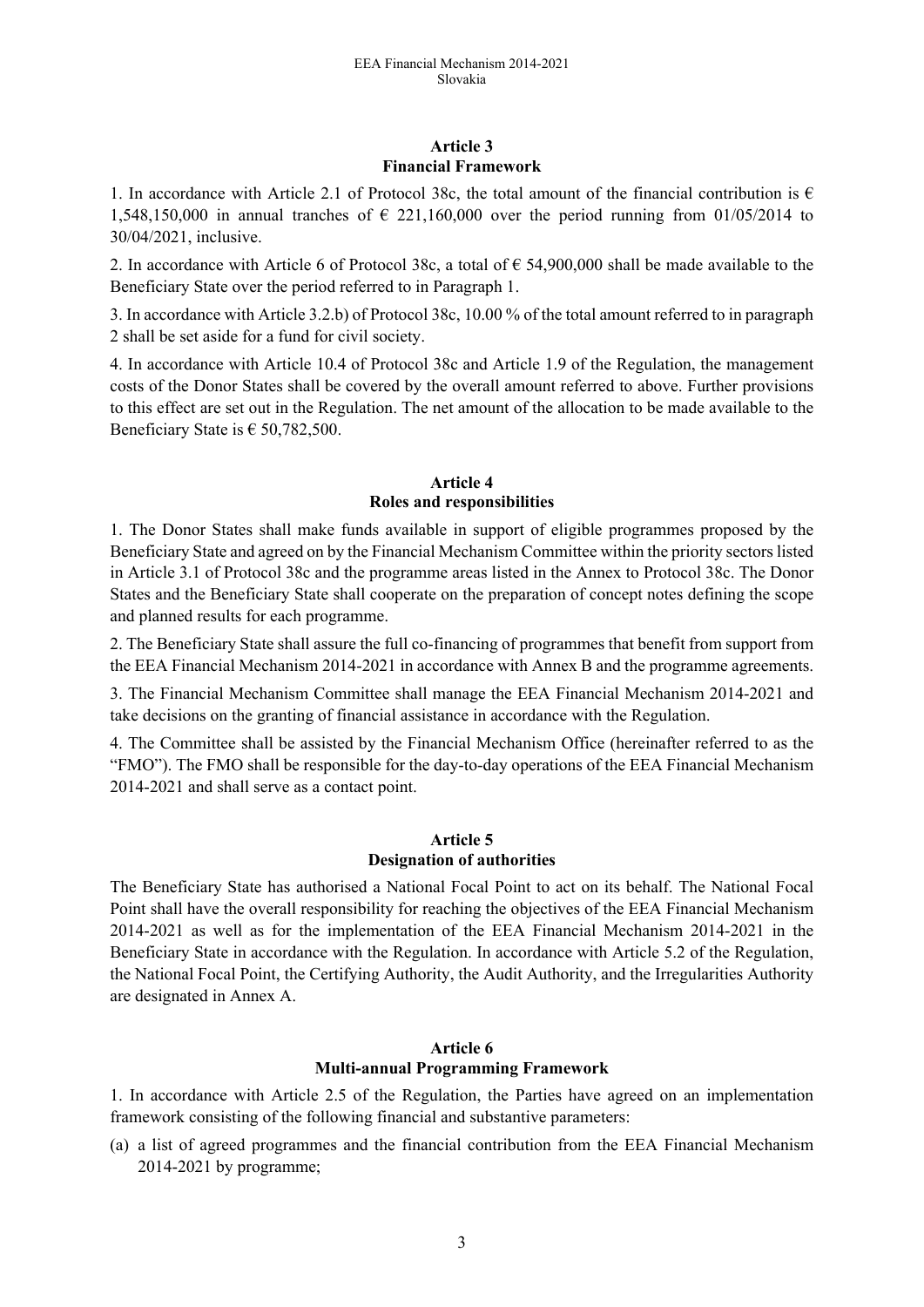## Article 3
## Financial Framework

1. In accordance with Article 2.1 of Protocol 38c, the total amount of the financial contribution is € 1,548,150,000 in annual tranches of € 221,160,000 over the period running from 01/05/2014 to 30/04/2021, inclusive.

2. In accordance with Article 6 of Protocol 38c, a total of € 54,900,000 shall be made available to the Beneficiary State over the period referred to in Paragraph 1.

3. In accordance with Article 3.2.b) of Protocol 38c, 10.00 % of the total amount referred to in paragraph 2 shall be set aside for a fund for civil society.

4. In accordance with Article 10.4 of Protocol 38c and Article 1.9 of the Regulation, the management costs of the Donor States shall be covered by the overall amount referred to above. Further provisions to this effect are set out in the Regulation. The net amount of the allocation to be made available to the Beneficiary State is € 50,782,500.

## Article 4
## Roles and responsibilities

1. The Donor States shall make funds available in support of eligible programmes proposed by the Beneficiary State and agreed on by the Financial Mechanism Committee within the priority sectors listed in Article 3.1 of Protocol 38c and the programme areas listed in the Annex to Protocol 38c. The Donor States and the Beneficiary State shall cooperate on the preparation of concept notes defining the scope and planned results for each programme.

2. The Beneficiary State shall assure the full co-financing of programmes that benefit from support from the EEA Financial Mechanism 2014-2021 in accordance with Annex B and the programme agreements.

3. The Financial Mechanism Committee shall manage the EEA Financial Mechanism 2014-2021 and take decisions on the granting of financial assistance in accordance with the Regulation.

4. The Committee shall be assisted by the Financial Mechanism Office (hereinafter referred to as the "FMO"). The FMO shall be responsible for the day-to-day operations of the EEA Financial Mechanism 2014-2021 and shall serve as a contact point.

## Article 5
## Designation of authorities

The Beneficiary State has authorised a National Focal Point to act on its behalf. The National Focal Point shall have the overall responsibility for reaching the objectives of the EEA Financial Mechanism 2014-2021 as well as for the implementation of the EEA Financial Mechanism 2014-2021 in the Beneficiary State in accordance with the Regulation. In accordance with Article 5.2 of the Regulation, the National Focal Point, the Certifying Authority, the Audit Authority, and the Irregularities Authority are designated in Annex A.

## Article 6
## Multi-annual Programming Framework

1. In accordance with Article 2.5 of the Regulation, the Parties have agreed on an implementation framework consisting of the following financial and substantive parameters:

(a) a list of agreed programmes and the financial contribution from the EEA Financial Mechanism 2014-2021 by programme;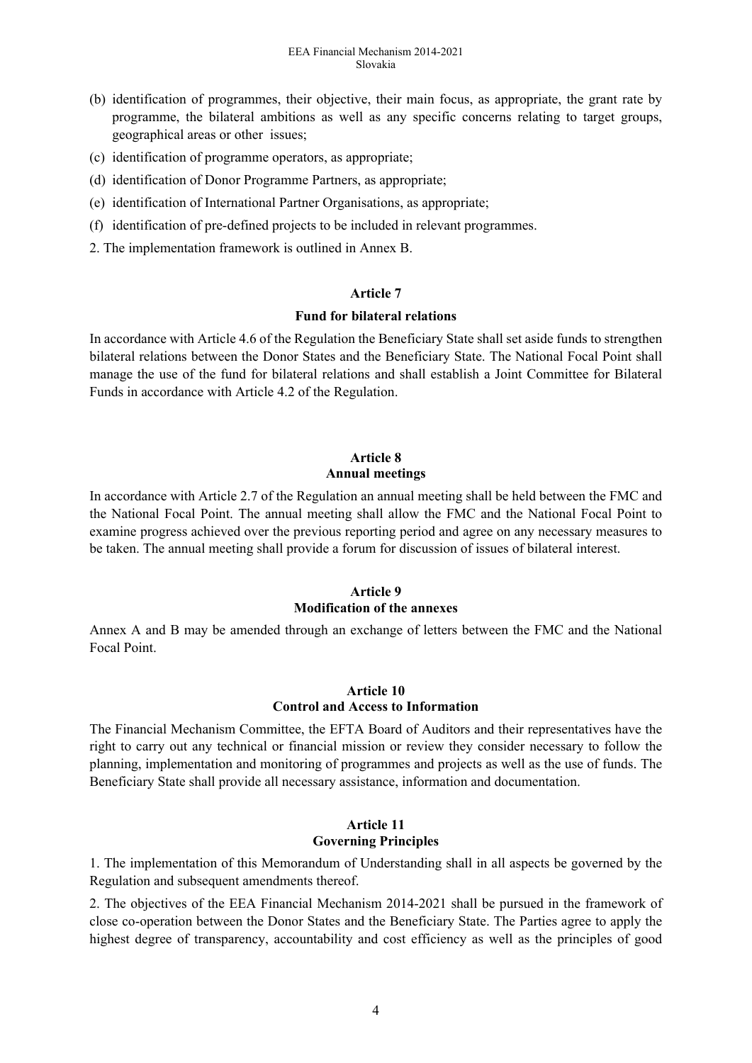(b) identification of programmes, their objective, their main focus, as appropriate, the grant rate by programme, the bilateral ambitions as well as any specific concerns relating to target groups, geographical areas or other issues;

(c) identification of programme operators, as appropriate;

(d) identification of Donor Programme Partners, as appropriate;

(e) identification of International Partner Organisations, as appropriate;

(f) identification of pre-defined projects to be included in relevant programmes.

2. The implementation framework is outlined in Annex B.

**Article 7**

**Fund for bilateral relations**

In accordance with Article 4.6 of the Regulation the Beneficiary State shall set aside funds to strengthen bilateral relations between the Donor States and the Beneficiary State. The National Focal Point shall manage the use of the fund for bilateral relations and shall establish a Joint Committee for Bilateral Funds in accordance with Article 4.2 of the Regulation.

**Article 8**
**Annual meetings**

In accordance with Article 2.7 of the Regulation an annual meeting shall be held between the FMC and the National Focal Point. The annual meeting shall allow the FMC and the National Focal Point to examine progress achieved over the previous reporting period and agree on any necessary measures to be taken. The annual meeting shall provide a forum for discussion of issues of bilateral interest.

**Article 9**
**Modification of the annexes**

Annex A and B may be amended through an exchange of letters between the FMC and the National Focal Point.

**Article 10**
**Control and Access to Information**

The Financial Mechanism Committee, the EFTA Board of Auditors and their representatives have the right to carry out any technical or financial mission or review they consider necessary to follow the planning, implementation and monitoring of programmes and projects as well as the use of funds. The Beneficiary State shall provide all necessary assistance, information and documentation.

**Article 11**
**Governing Principles**

1. The implementation of this Memorandum of Understanding shall in all aspects be governed by the Regulation and subsequent amendments thereof.

2. The objectives of the EEA Financial Mechanism 2014-2021 shall be pursued in the framework of close co-operation between the Donor States and the Beneficiary State. The Parties agree to apply the highest degree of transparency, accountability and cost efficiency as well as the principles of good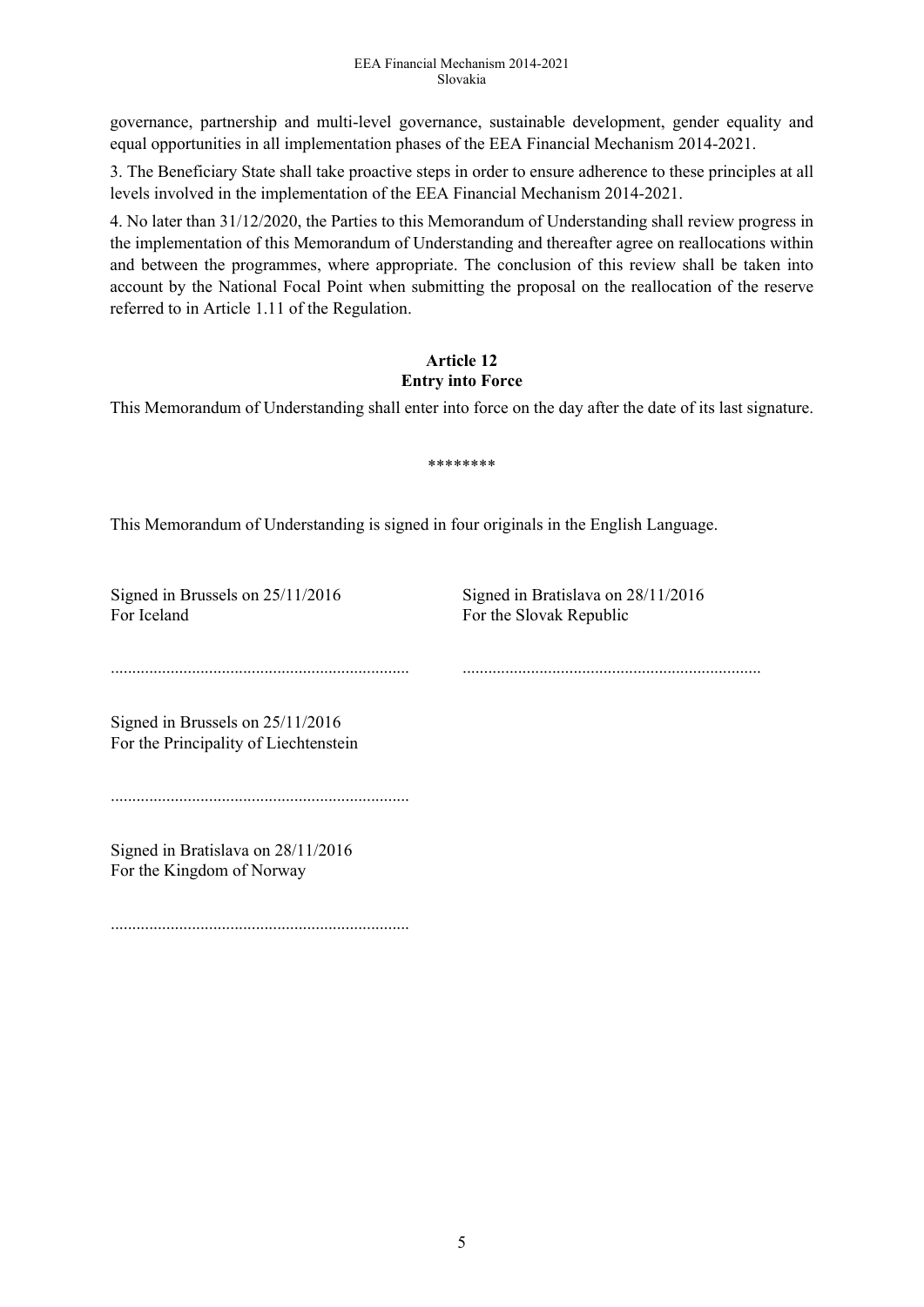governance, partnership and multi-level governance, sustainable development, gender equality and equal opportunities in all implementation phases of the EEA Financial Mechanism 2014-2021.

3. The Beneficiary State shall take proactive steps in order to ensure adherence to these principles at all levels involved in the implementation of the EEA Financial Mechanism 2014-2021.

4. No later than 31/12/2020, the Parties to this Memorandum of Understanding shall review progress in the implementation of this Memorandum of Understanding and thereafter agree on reallocations within and between the programmes, where appropriate. The conclusion of this review shall be taken into account by the National Focal Point when submitting the proposal on the reallocation of the reserve referred to in Article 1.11 of the Regulation.

## Article 12
## Entry into Force

This Memorandum of Understanding shall enter into force on the day after the date of its last signature.

********

This Memorandum of Understanding is signed in four originals in the English Language.

Signed in Brussels on 25/11/2016
For Iceland

.....................................................................

Signed in Bratislava on 28/11/2016
For the Slovak Republic

.....................................................................

Signed in Brussels on 25/11/2016
For the Principality of Liechtenstein

.....................................................................

Signed in Bratislava on 28/11/2016
For the Kingdom of Norway

.....................................................................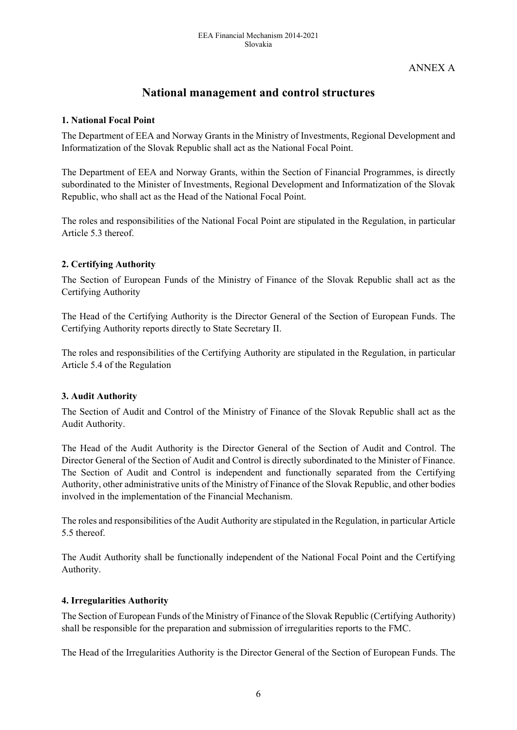ANNEX A

# National management and control structures

### 1. National Focal Point

The Department of EEA and Norway Grants in the Ministry of Investments, Regional Development and Informatization of the Slovak Republic shall act as the National Focal Point.

The Department of EEA and Norway Grants, within the Section of Financial Programmes, is directly subordinated to the Minister of Investments, Regional Development and Informatization of the Slovak Republic, who shall act as the Head of the National Focal Point.

The roles and responsibilities of the National Focal Point are stipulated in the Regulation, in particular Article 5.3 thereof.

### 2. Certifying Authority

The Section of European Funds of the Ministry of Finance of the Slovak Republic shall act as the Certifying Authority

The Head of the Certifying Authority is the Director General of the Section of European Funds. The Certifying Authority reports directly to State Secretary II.

The roles and responsibilities of the Certifying Authority are stipulated in the Regulation, in particular Article 5.4 of the Regulation

### 3. Audit Authority

The Section of Audit and Control of the Ministry of Finance of the Slovak Republic shall act as the Audit Authority.

The Head of the Audit Authority is the Director General of the Section of Audit and Control. The Director General of the Section of Audit and Control is directly subordinated to the Minister of Finance. The Section of Audit and Control is independent and functionally separated from the Certifying Authority, other administrative units of the Ministry of Finance of the Slovak Republic, and other bodies involved in the implementation of the Financial Mechanism.

The roles and responsibilities of the Audit Authority are stipulated in the Regulation, in particular Article 5.5 thereof.

The Audit Authority shall be functionally independent of the National Focal Point and the Certifying Authority.

### 4. Irregularities Authority

The Section of European Funds of the Ministry of Finance of the Slovak Republic (Certifying Authority) shall be responsible for the preparation and submission of irregularities reports to the FMC.

The Head of the Irregularities Authority is the Director General of the Section of European Funds. The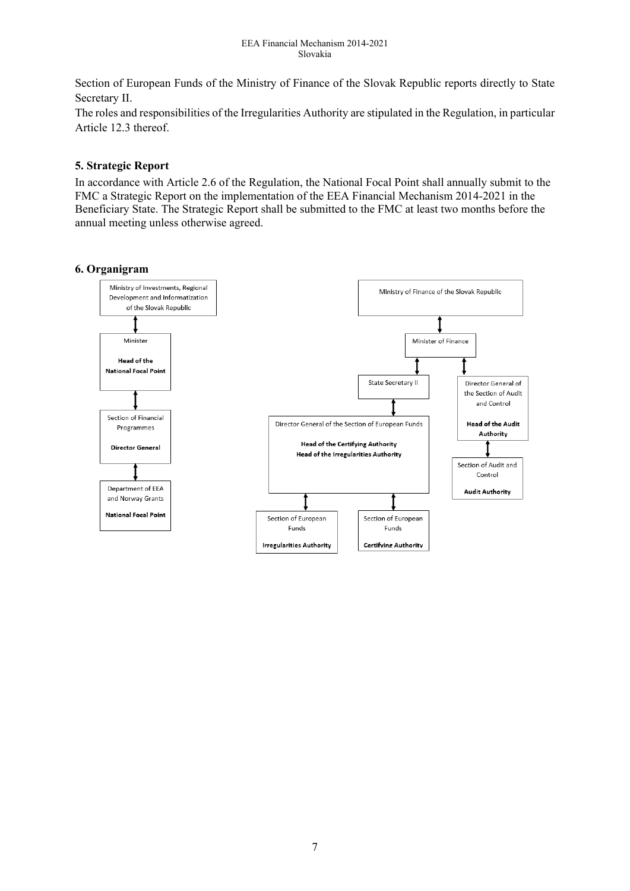Section of European Funds of the Ministry of Finance of the Slovak Republic reports directly to State Secretary II.

The roles and responsibilities of the Irregularities Authority are stipulated in the Regulation, in particular Article 12.3 thereof.

## 5. Strategic Report

In accordance with Article 2.6 of the Regulation, the National Focal Point shall annually submit to the FMC a Strategic Report on the implementation of the EEA Financial Mechanism 2014-2021 in the Beneficiary State. The Strategic Report shall be submitted to the FMC at least two months before the annual meeting unless otherwise agreed.

## 6. Organigram

- Ministry of Investments, Regional Development and Informatization of the Slovak Republic
  - Minister – **Head of the National Focal Point**
    - Section of Financial Programmes – **Director General**
      - Department of EEA and Norway Grants – **National Focal Point**

- Ministry of Finance of the Slovak Republic
  - Minister of Finance
    - State Secretary II
      - Director General of the Section of European Funds – **Head of the Certifying Authority**, **Head of the Irregularities Authority**
        - Section of European Funds – **Irregularities Authority**
        - Section of European Funds – **Certifying Authority**
    - Director General of the Section of Audit and Control – **Head of the Audit Authority**
      - Section of Audit and Control – **Audit Authority**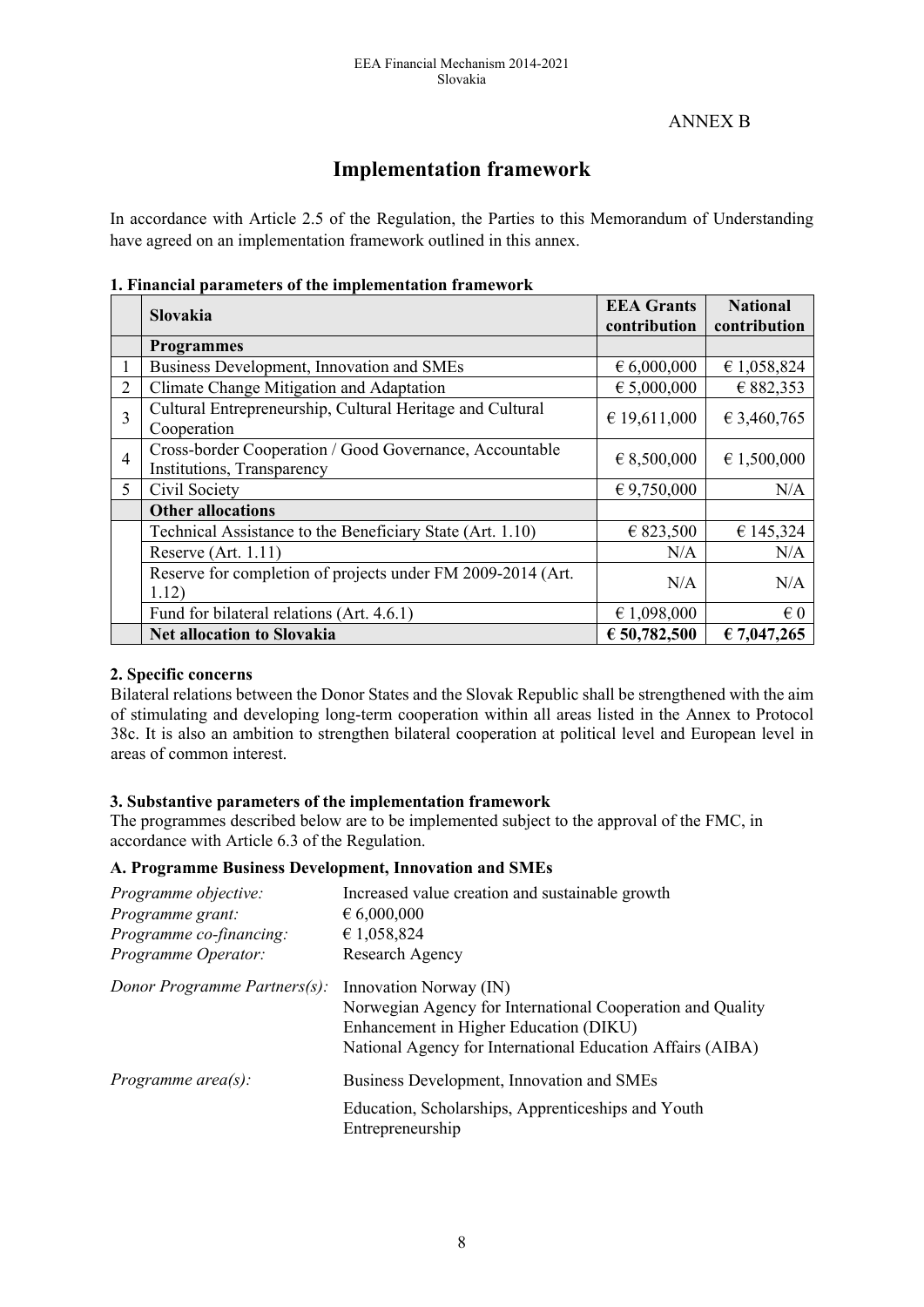ANNEX B

# Implementation framework

In accordance with Article 2.5 of the Regulation, the Parties to this Memorandum of Understanding have agreed on an implementation framework outlined in this annex.

**1. Financial parameters of the implementation framework**

| | Slovakia | EEA Grants contribution | National contribution |
|---|---|---|---|
| | **Programmes** | | |
| 1 | Business Development, Innovation and SMEs | € 6,000,000 | € 1,058,824 |
| 2 | Climate Change Mitigation and Adaptation | € 5,000,000 | € 882,353 |
| 3 | Cultural Entrepreneurship, Cultural Heritage and Cultural Cooperation | € 19,611,000 | € 3,460,765 |
| 4 | Cross-border Cooperation / Good Governance, Accountable Institutions, Transparency | € 8,500,000 | € 1,500,000 |
| 5 | Civil Society | € 9,750,000 | N/A |
| | **Other allocations** | | |
| | Technical Assistance to the Beneficiary State (Art. 1.10) | € 823,500 | € 145,324 |
| | Reserve (Art. 1.11) | N/A | N/A |
| | Reserve for completion of projects under FM 2009-2014 (Art. 1.12) | N/A | N/A |
| | Fund for bilateral relations (Art. 4.6.1) | € 1,098,000 | € 0 |
| | **Net allocation to Slovakia** | **€ 50,782,500** | **€ 7,047,265** |

**2. Specific concerns**

Bilateral relations between the Donor States and the Slovak Republic shall be strengthened with the aim of stimulating and developing long-term cooperation within all areas listed in the Annex to Protocol 38c. It is also an ambition to strengthen bilateral cooperation at political level and European level in areas of common interest.

**3. Substantive parameters of the implementation framework**

The programmes described below are to be implemented subject to the approval of the FMC, in accordance with Article 6.3 of the Regulation.

**A. Programme Business Development, Innovation and SMEs**

*Programme objective:* Increased value creation and sustainable growth

*Programme grant:* € 6,000,000

*Programme co-financing:* € 1,058,824

*Programme Operator:* Research Agency

*Donor Programme Partners(s):* Innovation Norway (IN)
Norwegian Agency for International Cooperation and Quality Enhancement in Higher Education (DIKU)
National Agency for International Education Affairs (AIBA)

*Programme area(s):* Business Development, Innovation and SMEs
Education, Scholarships, Apprenticeships and Youth Entrepreneurship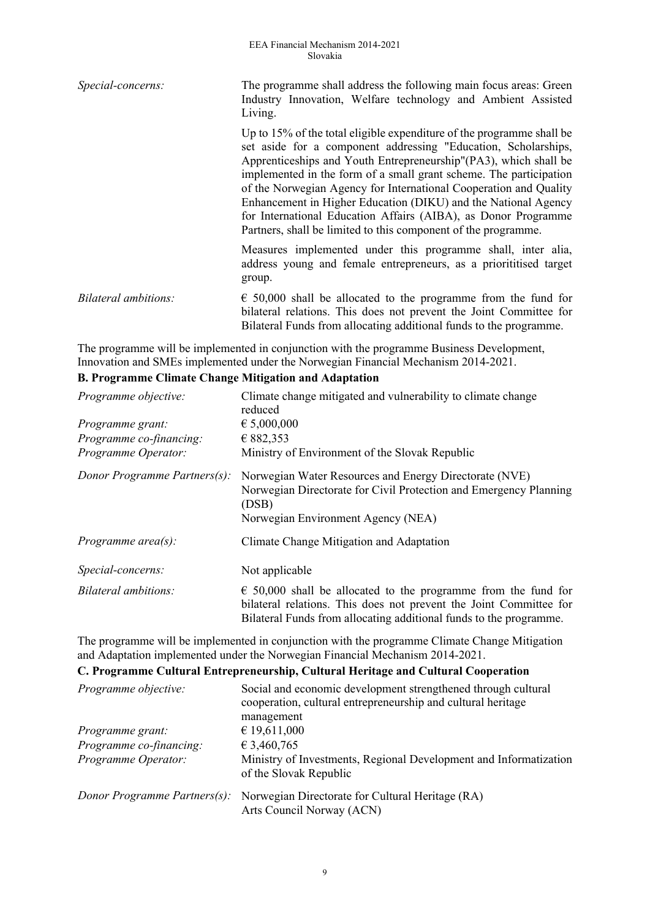| | |
|---|---|
| *Special-concerns:* | The programme shall address the following main focus areas: Green Industry Innovation, Welfare technology and Ambient Assisted Living.<br><br>Up to 15% of the total eligible expenditure of the programme shall be set aside for a component addressing "Education, Scholarships, Apprenticeships and Youth Entrepreneurship"(PA3), which shall be implemented in the form of a small grant scheme. The participation of the Norwegian Agency for International Cooperation and Quality Enhancement in Higher Education (DIKU) and the National Agency for International Education Affairs (AIBA), as Donor Programme Partners, shall be limited to this component of the programme.<br><br>Measures implemented under this programme shall, inter alia, address young and female entrepreneurs, as a priorititised target group. |
| *Bilateral ambitions:* | € 50,000 shall be allocated to the programme from the fund for bilateral relations. This does not prevent the Joint Committee for Bilateral Funds from allocating additional funds to the programme. |

The programme will be implemented in conjunction with the programme Business Development, Innovation and SMEs implemented under the Norwegian Financial Mechanism 2014-2021.

**B. Programme Climate Change Mitigation and Adaptation**

| | |
|---|---|
| *Programme objective:* | Climate change mitigated and vulnerability to climate change reduced |
| *Programme grant:* | € 5,000,000 |
| *Programme co-financing:* | € 882,353 |
| *Programme Operator:* | Ministry of Environment of the Slovak Republic |
| *Donor Programme Partners(s):* | Norwegian Water Resources and Energy Directorate (NVE)<br>Norwegian Directorate for Civil Protection and Emergency Planning (DSB)<br>Norwegian Environment Agency (NEA) |
| *Programme area(s):* | Climate Change Mitigation and Adaptation |
| *Special-concerns:* | Not applicable |
| *Bilateral ambitions:* | € 50,000 shall be allocated to the programme from the fund for bilateral relations. This does not prevent the Joint Committee for Bilateral Funds from allocating additional funds to the programme. |

The programme will be implemented in conjunction with the programme Climate Change Mitigation and Adaptation implemented under the Norwegian Financial Mechanism 2014-2021.

**C. Programme Cultural Entrepreneurship, Cultural Heritage and Cultural Cooperation**

| | |
|---|---|
| *Programme objective:* | Social and economic development strengthened through cultural cooperation, cultural entrepreneurship and cultural heritage management |
| *Programme grant:* | € 19,611,000 |
| *Programme co-financing:* | € 3,460,765 |
| *Programme Operator:* | Ministry of Investments, Regional Development and Informatization of the Slovak Republic |
| *Donor Programme Partners(s):* | Norwegian Directorate for Cultural Heritage (RA)<br>Arts Council Norway (ACN) |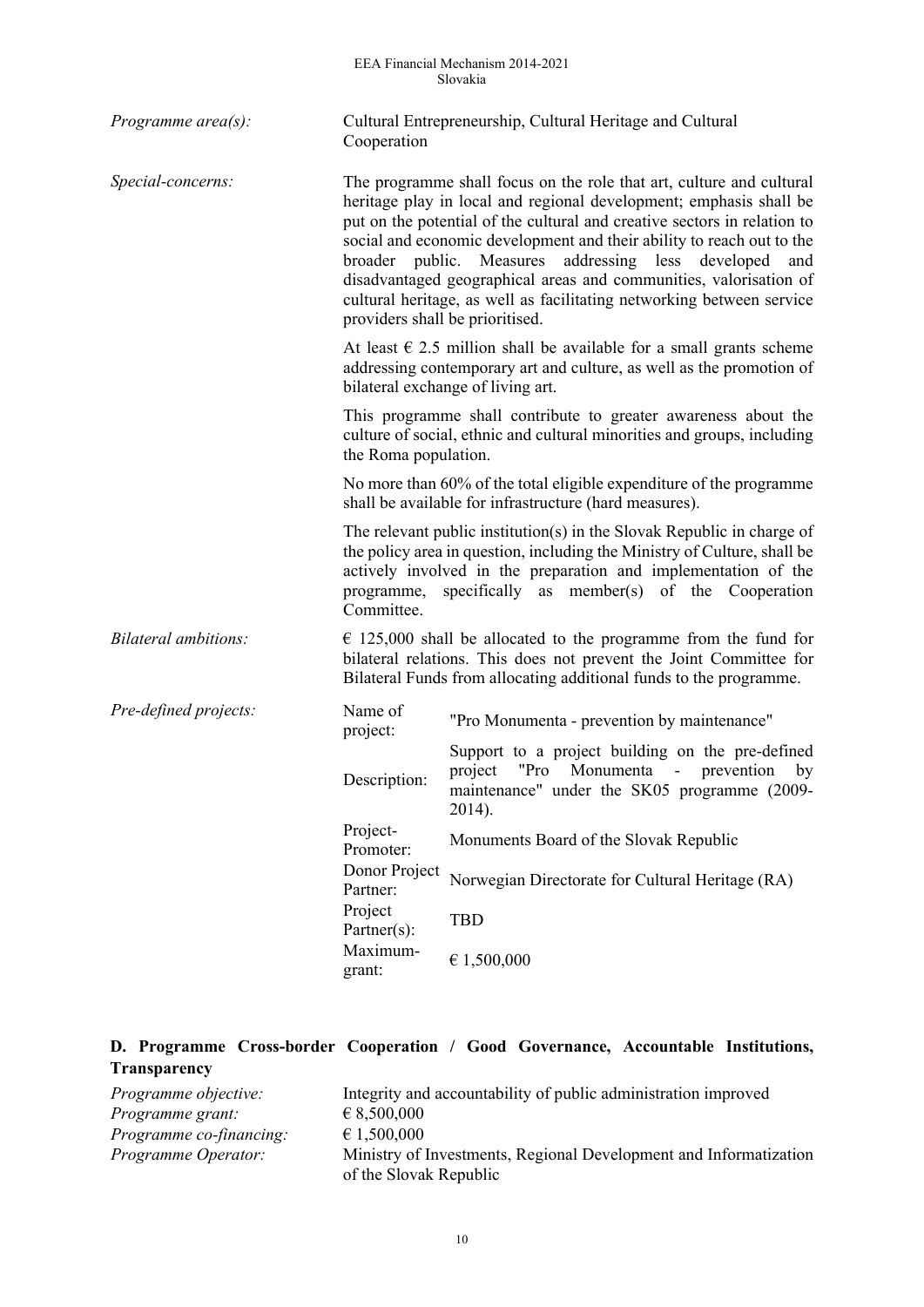| | |
|---|---|
| *Programme area(s):* | Cultural Entrepreneurship, Cultural Heritage and Cultural Cooperation |
| *Special-concerns:* | The programme shall focus on the role that art, culture and cultural heritage play in local and regional development; emphasis shall be put on the potential of the cultural and creative sectors in relation to social and economic development and their ability to reach out to the broader public. Measures addressing less developed and disadvantaged geographical areas and communities, valorisation of cultural heritage, as well as facilitating networking between service providers shall be prioritised.<br><br>At least € 2.5 million shall be available for a small grants scheme addressing contemporary art and culture, as well as the promotion of bilateral exchange of living art.<br><br>This programme shall contribute to greater awareness about the culture of social, ethnic and cultural minorities and groups, including the Roma population.<br><br>No more than 60% of the total eligible expenditure of the programme shall be available for infrastructure (hard measures).<br><br>The relevant public institution(s) in the Slovak Republic in charge of the policy area in question, including the Ministry of Culture, shall be actively involved in the preparation and implementation of the programme, specifically as member(s) of the Cooperation Committee. |
| *Bilateral ambitions:* | € 125,000 shall be allocated to the programme from the fund for bilateral relations. This does not prevent the Joint Committee for Bilateral Funds from allocating additional funds to the programme. |

*Pre-defined projects:*

| | |
|---|---|
| Name of project: | "Pro Monumenta - prevention by maintenance" |
| Description: | Support to a project building on the pre-defined project "Pro Monumenta - prevention by maintenance" under the SK05 programme (2009-2014). |
| Project-Promoter: | Monuments Board of the Slovak Republic |
| Donor Project Partner: | Norwegian Directorate for Cultural Heritage (RA) |
| Project Partner(s): | TBD |
| Maximum-grant: | € 1,500,000 |

## D. Programme Cross-border Cooperation / Good Governance, Accountable Institutions, Transparency

| | |
|---|---|
| *Programme objective:* | Integrity and accountability of public administration improved |
| *Programme grant:* | € 8,500,000 |
| *Programme co-financing:* | € 1,500,000 |
| *Programme Operator:* | Ministry of Investments, Regional Development and Informatization of the Slovak Republic |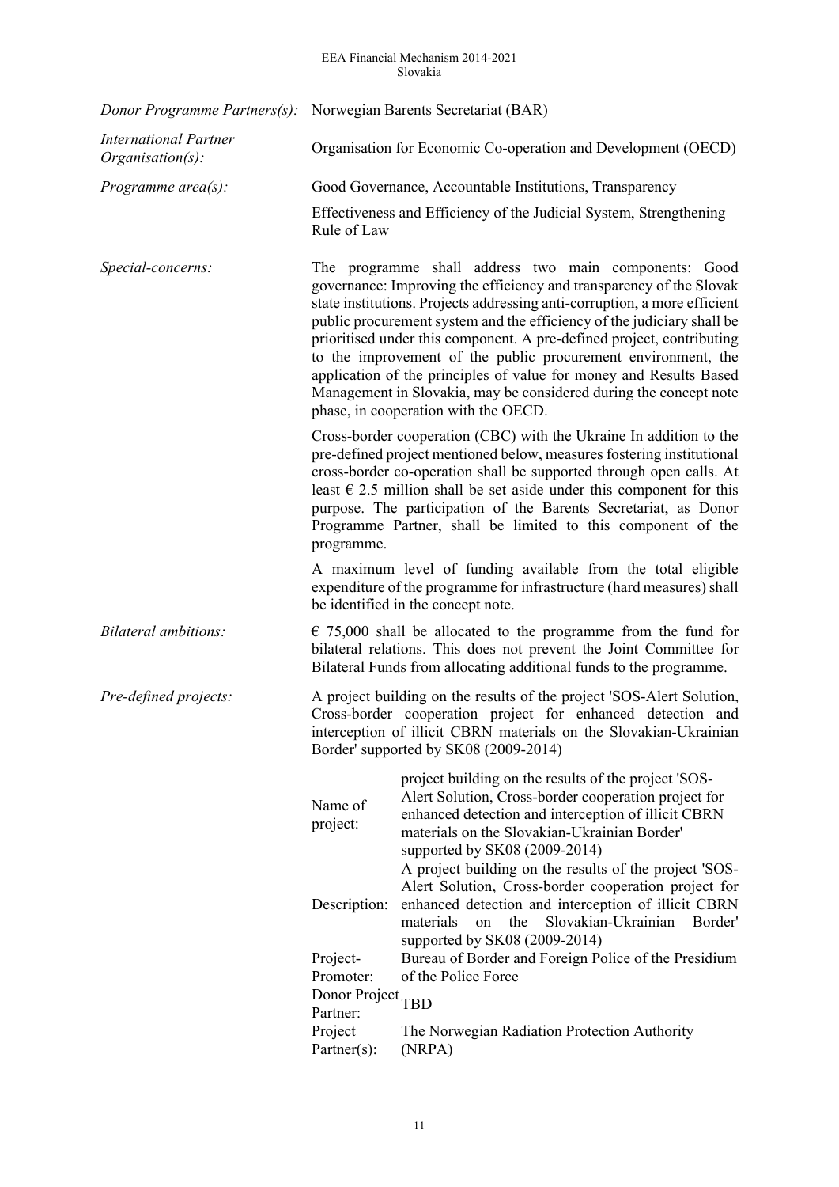| | |
|---|---|
| *Donor Programme Partners(s):* | Norwegian Barents Secretariat (BAR) |
| *International Partner Organisation(s):* | Organisation for Economic Co-operation and Development (OECD) |
| *Programme area(s):* | Good Governance, Accountable Institutions, Transparency<br><br>Effectiveness and Efficiency of the Judicial System, Strengthening Rule of Law |
| *Special-concerns:* | The programme shall address two main components: Good governance: Improving the efficiency and transparency of the Slovak state institutions. Projects addressing anti-corruption, a more efficient public procurement system and the efficiency of the judiciary shall be prioritised under this component. A pre-defined project, contributing to the improvement of the public procurement environment, the application of the principles of value for money and Results Based Management in Slovakia, may be considered during the concept note phase, in cooperation with the OECD.<br><br>Cross-border cooperation (CBC) with the Ukraine In addition to the pre-defined project mentioned below, measures fostering institutional cross-border co-operation shall be supported through open calls. At least € 2.5 million shall be set aside under this component for this purpose. The participation of the Barents Secretariat, as Donor Programme Partner, shall be limited to this component of the programme.<br><br>A maximum level of funding available from the total eligible expenditure of the programme for infrastructure (hard measures) shall be identified in the concept note. |
| *Bilateral ambitions:* | € 75,000 shall be allocated to the programme from the fund for bilateral relations. This does not prevent the Joint Committee for Bilateral Funds from allocating additional funds to the programme. |
| *Pre-defined projects:* | A project building on the results of the project 'SOS-Alert Solution, Cross-border cooperation project for enhanced detection and interception of illicit CBRN materials on the Slovakian-Ukrainian Border' supported by SK08 (2009-2014) |

| | |
|---|---|
| Name of project: | project building on the results of the project 'SOS-Alert Solution, Cross-border cooperation project for enhanced detection and interception of illicit CBRN materials on the Slovakian-Ukrainian Border' supported by SK08 (2009-2014) |
| Description: | A project building on the results of the project 'SOS-Alert Solution, Cross-border cooperation project for enhanced detection and interception of illicit CBRN materials on the Slovakian-Ukrainian Border' supported by SK08 (2009-2014) |
| Project-Promoter: | Bureau of Border and Foreign Police of the Presidium of the Police Force |
| Donor Project Partner: | TBD |
| Project Partner(s): | The Norwegian Radiation Protection Authority (NRPA) |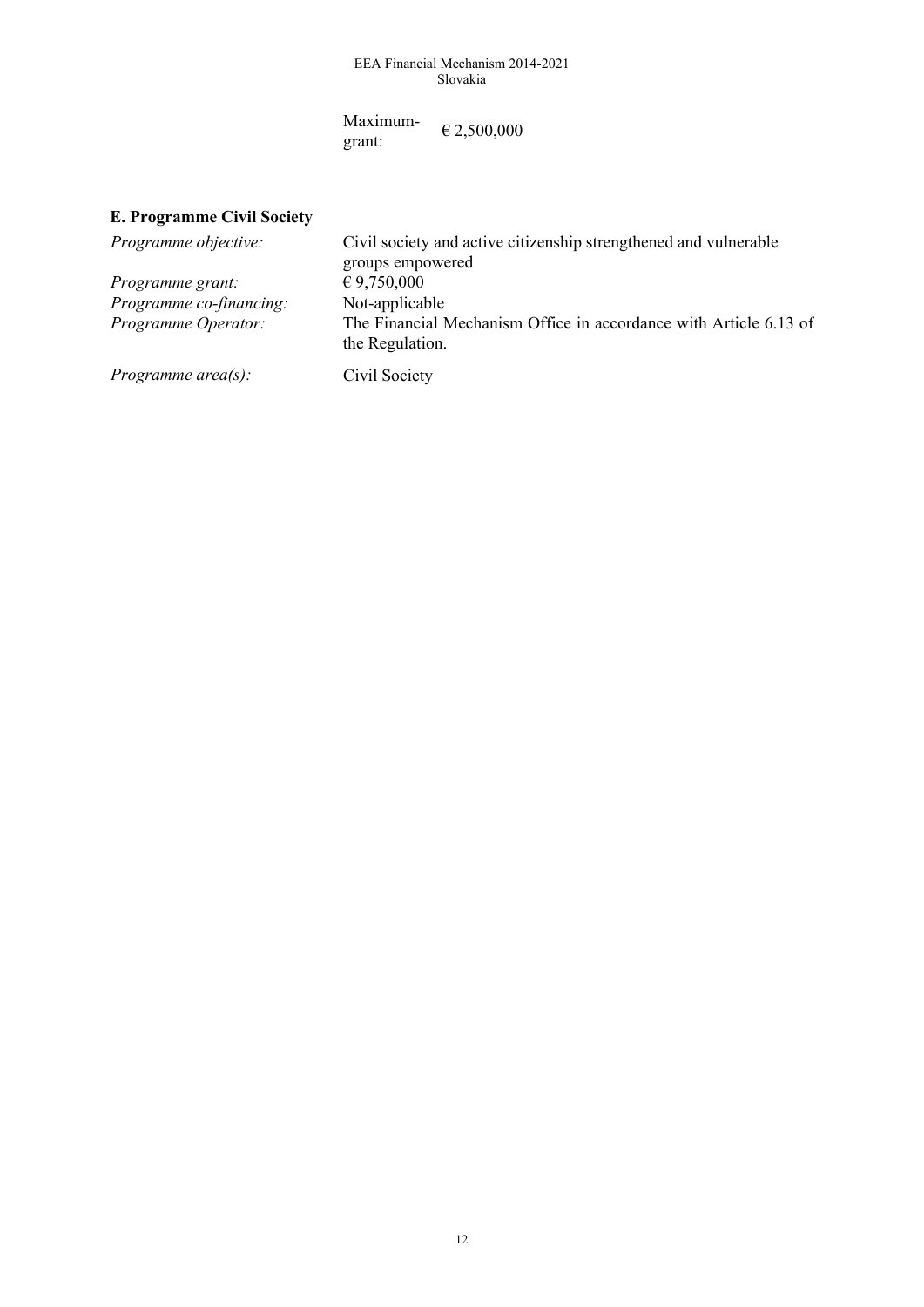| | |
|---|---|
| Maximum-grant: | € 2,500,000 |

**E. Programme Civil Society**

| | |
|---|---|
| *Programme objective:* | Civil society and active citizenship strengthened and vulnerable groups empowered |
| *Programme grant:* | € 9,750,000 |
| *Programme co-financing:* | Not-applicable |
| *Programme Operator:* | The Financial Mechanism Office in accordance with Article 6.13 of the Regulation. |
| *Programme area(s):* | Civil Society |